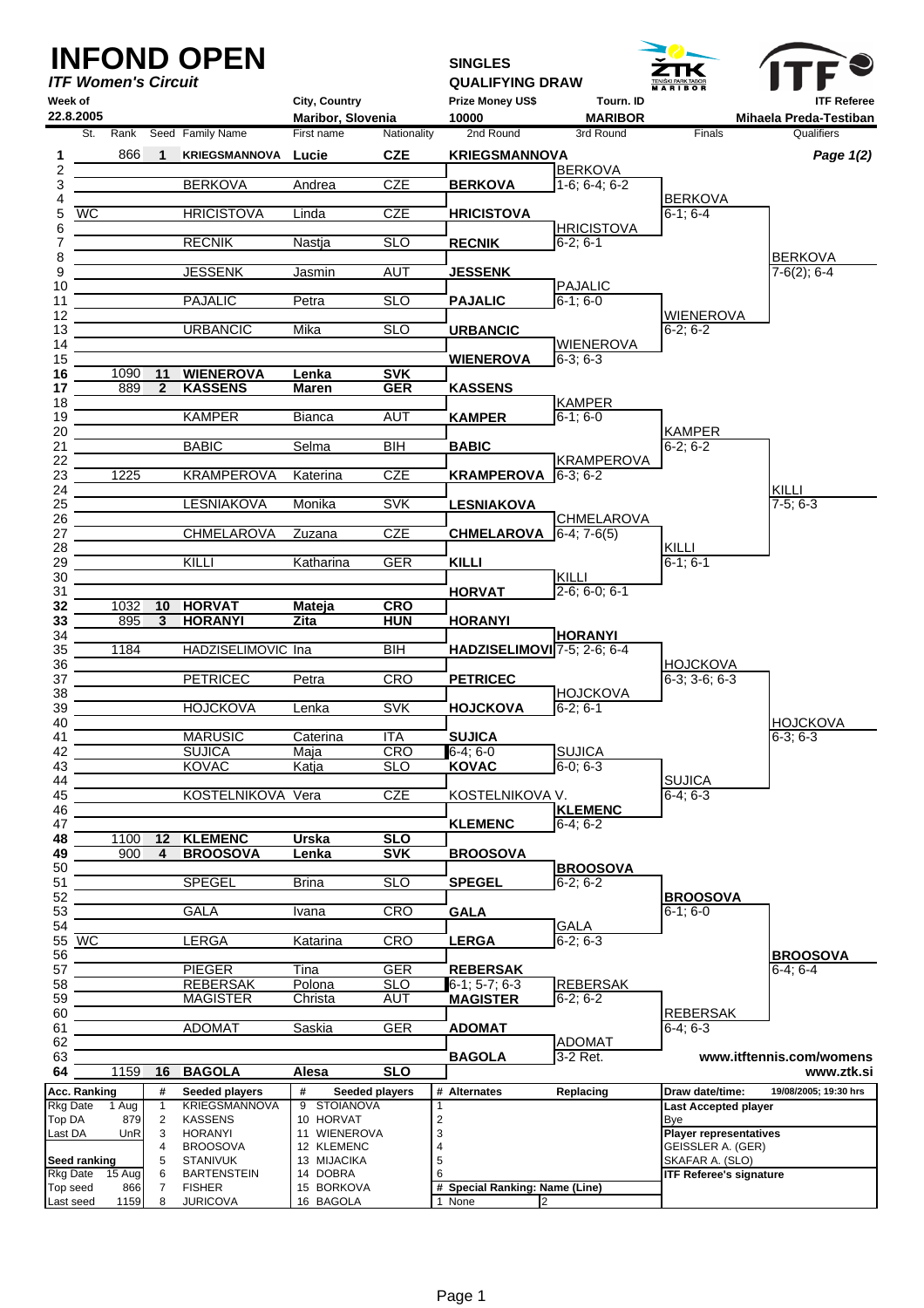# INFOND OPEN

*ITF Women's Circuit*

**SINGLES QUALIFYING DRAW**

| Week of | City, Country | Prize Money US$ | Tourn. ID | ITF Referee |
|---|---|---|---|---|
| 22.8.2005 | Maribor, Slovenia | 10000 | MARIBOR | Mihaela Preda-Testiban |

*Page 1(2)*

| # | St. | Rank | Seed | Family Name | First name | Nationality | 2nd Round | 3rd Round | Finals | Qualifiers |
|---|---|---|---|---|---|---|---|---|---|---|
| 1 | | 866 | 1 | **KRIEGSMANNOVA** | **Lucie** | **CZE** | **KRIEGSMANNOVA** | | | |
| 2 | | | | | | | | BERKOVA | | |
| 3 | | | | BERKOVA | Andrea | CZE | **BERKOVA** | 1-6; 6-4; 6-2 | | |
| 4 | | | | | | | | | BERKOVA | |
| 5 | WC | | | HRICISTOVA | Linda | CZE | **HRICISTOVA** | | 6-1; 6-4 | |
| 6 | | | | | | | | HRICISTOVA | | |
| 7 | | | | RECNIK | Nastja | SLO | **RECNIK** | 6-2; 6-1 | | |
| 8 | | | | | | | | | | BERKOVA |
| 9 | | | | JESSENK | Jasmin | AUT | **JESSENK** | | | 7-6(2); 6-4 |
| 10 | | | | | | | | PAJALIC | | |
| 11 | | | | PAJALIC | Petra | SLO | **PAJALIC** | 6-1; 6-0 | | |
| 12 | | | | | | | | | WIENEROVA | |
| 13 | | | | URBANCIC | Mika | SLO | **URBANCIC** | | 6-2; 6-2 | |
| 14 | | | | | | | | WIENEROVA | | |
| 15 | | | | | | | **WIENEROVA** | 6-3; 6-3 | | |
| 16 | | 1090 | 11 | **WIENEROVA** | **Lenka** | **SVK** | | | | |
| 17 | | 889 | 2 | **KASSENS** | **Maren** | **GER** | **KASSENS** | | | |
| 18 | | | | | | | | KAMPER | | |
| 19 | | | | KAMPER | Bianca | AUT | **KAMPER** | 6-1; 6-0 | | |
| 20 | | | | | | | | | KAMPER | |
| 21 | | | | BABIC | Selma | BIH | **BABIC** | | 6-2; 6-2 | |
| 22 | | | | | | | | KRAMPEROVA | | |
| 23 | | 1225 | | KRAMPEROVA | Katerina | CZE | **KRAMPEROVA** | 6-3; 6-2 | | |
| 24 | | | | | | | | | | KILLI |
| 25 | | | | LESNIAKOVA | Monika | SVK | **LESNIAKOVA** | | | 7-5; 6-3 |
| 26 | | | | | | | | CHMELAROVA | | |
| 27 | | | | CHMELAROVA | Zuzana | CZE | **CHMELAROVA** | 6-4; 7-6(5) | | |
| 28 | | | | | | | | | KILLI | |
| 29 | | | | KILLI | Katharina | GER | **KILLI** | | 6-1; 6-1 | |
| 30 | | | | | | | | KILLI | | |
| 31 | | | | | | | **HORVAT** | 2-6; 6-0; 6-1 | | |
| 32 | | 1032 | 10 | **HORVAT** | **Mateja** | **CRO** | | | | |
| 33 | | 895 | 3 | **HORANYI** | **Zita** | **HUN** | **HORANYI** | | | |
| 34 | | | | | | | | **HORANYI** | | |
| 35 | | 1184 | | HADZISELIMOVIC | Ina | BIH | **HADZISELIMOVI** | 7-5; 2-6; 6-4 | | |
| 36 | | | | | | | | | HOJCKOVA | |
| 37 | | | | PETRICEC | Petra | CRO | **PETRICEC** | | 6-3; 3-6; 6-3 | |
| 38 | | | | | | | | HOJCKOVA | | |
| 39 | | | | HOJCKOVA | Lenka | SVK | **HOJCKOVA** | 6-2; 6-1 | | |
| 40 | | | | | | | | | | HOJCKOVA |
| 41 | | | | MARUSIC | Caterina | ITA | **SUJICA** | | | 6-3; 6-3 |
| 42 | | | | SUJICA | Maja | CRO | 6-4; 6-0 | SUJICA | | |
| 43 | | | | KOVAC | Katja | SLO | **KOVAC** | 6-0; 6-3 | | |
| 44 | | | | | | | | | SUJICA | |
| 45 | | | | KOSTELNIKOVA | Vera | CZE | KOSTELNIKOVA V. | | 6-4; 6-3 | |
| 46 | | | | | | | | **KLEMENC** | | |
| 47 | | | | | | | **KLEMENC** | 6-4; 6-2 | | |
| 48 | | 1100 | 12 | **KLEMENC** | **Urska** | **SLO** | | | | |
| 49 | | 900 | 4 | **BROOSOVA** | **Lenka** | **SVK** | **BROOSOVA** | | | |
| 50 | | | | | | | | **BROOSOVA** | | |
| 51 | | | | SPEGEL | Brina | SLO | **SPEGEL** | 6-2; 6-2 | | |
| 52 | | | | | | | | | **BROOSOVA** | |
| 53 | | | | GALA | Ivana | CRO | **GALA** | | 6-1; 6-0 | |
| 54 | | | | | | | | GALA | | |
| 55 | WC | | | LERGA | Katarina | CRO | **LERGA** | 6-2; 6-3 | | |
| 56 | | | | | | | | | | **BROOSOVA** |
| 57 | | | | PIEGER | Tina | GER | **REBERSAK** | | | 6-4; 6-4 |
| 58 | | | | REBERSAK | Polona | SLO | 6-1; 5-7; 6-3 | REBERSAK | | |
| 59 | | | | MAGISTER | Christa | AUT | **MAGISTER** | 6-2; 6-2 | | |
| 60 | | | | | | | | | REBERSAK | |
| 61 | | | | ADOMAT | Saskia | GER | **ADOMAT** | | 6-4; 6-3 | |
| 62 | | | | | | | | ADOMAT | | |
| 63 | | | | | | | **BAGOLA** | 3-2 Ret. | | |
| 64 | | 1159 | 16 | **BAGOLA** | **Alesa** | **SLO** | | | | |

www.itftennis.com/womens
www.ztk.si

| Acc. Ranking | | # | Seeded players | # | Seeded players | # | Alternates | Replacing | Draw date/time: | 19/08/2005; 19:30 hrs |
|---|---|---|---|---|---|---|---|---|---|---|
| Rkg Date | 1 Aug | 1 | KRIEGSMANNOVA | 9 | STOIANOVA | 1 | | | Last Accepted player | |
| Top DA | 879 | 2 | KASSENS | 10 | HORVAT | 2 | | | Bye | |
| Last DA | UnR | 3 | HORANYI | 11 | WIENEROVA | 3 | | | Player representatives | |
| | | 4 | BROOSOVA | 12 | KLEMENC | 4 | | | GEISSLER A. (GER) | |
| Seed ranking | | 5 | STANIVUK | 13 | MIJACIKA | 5 | | | SKAFAR A. (SLO) | |
| Rkg Date | 15 Aug | 6 | BARTENSTEIN | 14 | DOBRA | 6 | | | ITF Referee's signature | |
| Top seed | 866 | 7 | FISHER | 15 | BORKOVA | # | Special Ranking: Name (Line) | | | |
| Last seed | 1159 | 8 | JURICOVA | 16 | BAGOLA | 1 | None | 2 | | |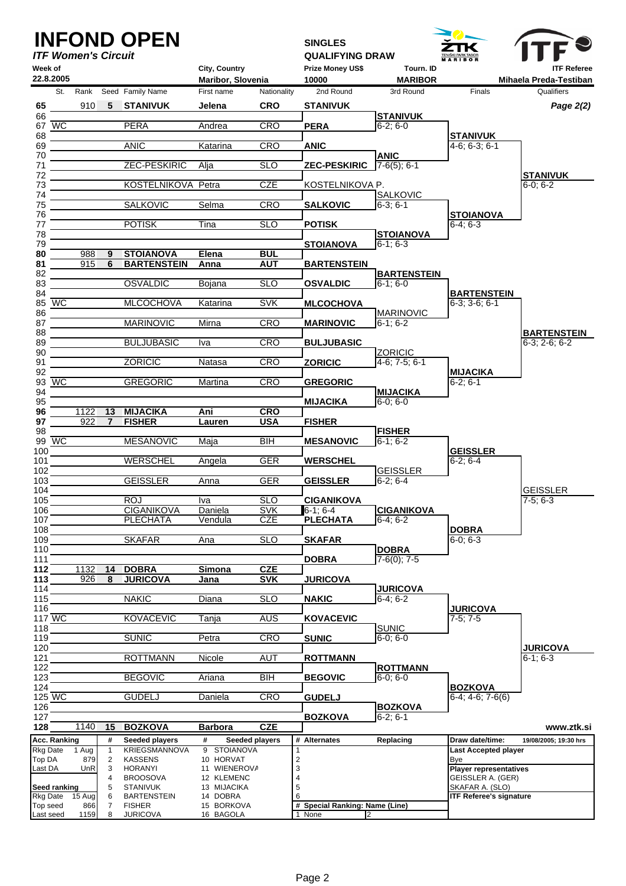# INFOND OPEN

*ITF Women's Circuit*

**SINGLES QUALIFYING DRAW**

| Week of | City, Country | Prize Money US$ | Tourn. ID | ITF Referee |
|---|---|---|---|---|
| 22.8.2005 | Maribor, Slovenia | 10000 | MARIBOR | Mihaela Preda-Testiban |

| | St. | Rank | Seed | Family Name | First name | Nationality | 2nd Round | 3rd Round | Finals | Qualifiers |
|---|---|---|---|---|---|---|---|---|---|---|
| 65 | | 910 | 5 | **STANIVUK** | **Jelena** | **CRO** | **STANIVUK** | | | *Page 2(2)* |
| 66 | | | | | | | | **STANIVUK** | | |
| 67 | WC | | | PERA | Andrea | CRO | **PERA** | 6-2; 6-0 | | |
| 68 | | | | | | | | | **STANIVUK** | |
| 69 | | | | ANIC | Katarina | CRO | **ANIC** | | 4-6; 6-3; 6-1 | |
| 70 | | | | | | | | **ANIC** | | |
| 71 | | | | ZEC-PESKIRIC | Alja | SLO | **ZEC-PESKIRIC** | 7-6(5); 6-1 | | |
| 72 | | | | | | | | | | **STANIVUK** |
| 73 | | | | KOSTELNIKOVA | Petra | CZE | KOSTELNIKOVA P. | | | 6-0; 6-2 |
| 74 | | | | | | | | SALKOVIC | | |
| 75 | | | | SALKOVIC | Selma | CRO | **SALKOVIC** | 6-3; 6-1 | | |
| 76 | | | | | | | | | **STOIANOVA** | |
| 77 | | | | POTISK | Tina | SLO | **POTISK** | | 6-4; 6-3 | |
| 78 | | | | | | | | **STOIANOVA** | | |
| 79 | | | | | | | **STOIANOVA** | 6-1; 6-3 | | |
| 80 | | 988 | 9 | **STOIANOVA** | **Elena** | **BUL** | | | | |
| 81 | | 915 | 6 | **BARTENSTEIN** | **Anna** | **AUT** | **BARTENSTEIN** | | | |
| 82 | | | | | | | | **BARTENSTEIN** | | |
| 83 | | | | OSVALDIC | Bojana | SLO | **OSVALDIC** | 6-1; 6-0 | | |
| 84 | | | | | | | | | **BARTENSTEIN** | |
| 85 | WC | | | MLCOCHOVA | Katarina | SVK | **MLCOCHOVA** | | 6-3; 3-6; 6-1 | |
| 86 | | | | | | | | MARINOVIC | | |
| 87 | | | | MARINOVIC | Mirna | CRO | **MARINOVIC** | 6-1; 6-2 | | |
| 88 | | | | | | | | | | **BARTENSTEIN** |
| 89 | | | | BULJUBASIC | Iva | CRO | **BULJUBASIC** | | | 6-3; 2-6; 6-2 |
| 90 | | | | | | | | ZORICIC | | |
| 91 | | | | ZORICIC | Natasa | CRO | **ZORICIC** | 4-6; 7-5; 6-1 | | |
| 92 | | | | | | | | | **MIJACIKA** | |
| 93 | WC | | | GREGORIC | Martina | CRO | **GREGORIC** | | 6-2; 6-1 | |
| 94 | | | | | | | | **MIJACIKA** | | |
| 95 | | | | | | | **MIJACIKA** | 6-0; 6-0 | | |
| 96 | | 1122 | 13 | **MIJACIKA** | **Ani** | **CRO** | | | | |
| 97 | | 922 | 7 | **FISHER** | **Lauren** | **USA** | **FISHER** | | | |
| 98 | | | | | | | | **FISHER** | | |
| 99 | WC | | | MESANOVIC | Maja | BIH | **MESANOVIC** | 6-1; 6-2 | | |
| 100 | | | | | | | | | **GEISSLER** | |
| 101 | | | | WERSCHEL | Angela | GER | **WERSCHEL** | | 6-2; 6-4 | |
| 102 | | | | | | | | GEISSLER | | |
| 103 | | | | GEISSLER | Anna | GER | **GEISSLER** | 6-2; 6-4 | | |
| 104 | | | | | | | | | | GEISSLER |
| 105 | | | | ROJ | Iva | SLO | **CIGANIKOVA** | | | 7-5; 6-3 |
| 106 | | | | CIGANIKOVA | Daniela | SVK | 6-1; 6-4 | **CIGANIKOVA** | | |
| 107 | | | | PLECHATA | Vendula | CZE | **PLECHATA** | 6-4; 6-2 | | |
| 108 | | | | | | | | | **DOBRA** | |
| 109 | | | | SKAFAR | Ana | SLO | **SKAFAR** | | 6-0; 6-3 | |
| 110 | | | | | | | | **DOBRA** | | |
| 111 | | | | | | | **DOBRA** | 7-6(0); 7-5 | | |
| 112 | | 1132 | 14 | **DOBRA** | **Simona** | **CZE** | | | | |
| 113 | | 926 | 8 | **JURICOVA** | **Jana** | **SVK** | **JURICOVA** | | | |
| 114 | | | | | | | | **JURICOVA** | | |
| 115 | | | | NAKIC | Diana | SLO | **NAKIC** | 6-4; 6-2 | | |
| 116 | | | | | | | | | **JURICOVA** | |
| 117 | WC | | | KOVACEVIC | Tanja | AUS | **KOVACEVIC** | | 7-5; 7-5 | |
| 118 | | | | | | | | SUNIC | | |
| 119 | | | | SUNIC | Petra | CRO | **SUNIC** | 6-0; 6-0 | | |
| 120 | | | | | | | | | | **JURICOVA** |
| 121 | | | | ROTTMANN | Nicole | AUT | **ROTTMANN** | | | 6-1; 6-3 |
| 122 | | | | | | | | **ROTTMANN** | | |
| 123 | | | | BEGOVIC | Ariana | BIH | **BEGOVIC** | 6-0; 6-0 | | |
| 124 | | | | | | | | | **BOZKOVA** | |
| 125 | WC | | | GUDELJ | Daniela | CRO | **GUDELJ** | | 6-4; 4-6; 7-6(6) | |
| 126 | | | | | | | | **BOZKOVA** | | |
| 127 | | | | | | | **BOZKOVA** | 6-2; 6-1 | | |
| 128 | | 1140 | 15 | **BOZKOVA** | **Barbora** | **CZE** | | | | www.ztk.si |

| Acc. Ranking | | # | Seeded players | # | Seeded players | # | Alternates | Replacing | Draw date/time: 19/08/2005; 19:30 hrs |
|---|---|---|---|---|---|---|---|---|---|
| Rkg Date | 1 Aug | 1 | KRIEGSMANNOVA | 9 | STOIANOVA | 1 | | | **Last Accepted player** |
| Top DA | 879 | 2 | KASSENS | 10 | HORVAT | 2 | | | Bye |
| Last DA | UnR | 3 | HORANYI | 11 | WIENEROVA | 3 | | | **Player representatives** |
| | | 4 | BROOSOVA | 12 | KLEMENC | 4 | | | GEISSLER A. (GER) |
| **Seed ranking** | | 5 | STANIVUK | 13 | MIJACIKA | 5 | | | SKAFAR A. (SLO) |
| Rkg Date | 15 Aug | 6 | BARTENSTEIN | 14 | DOBRA | 6 | | | **ITF Referee's signature** |
| Top seed | 866 | 7 | FISHER | 15 | BORKOVA | # | **Special Ranking: Name (Line)** | | |
| Last seed | 1159 | 8 | JURICOVA | 16 | BAGOLA | 1 | None | 2 | |